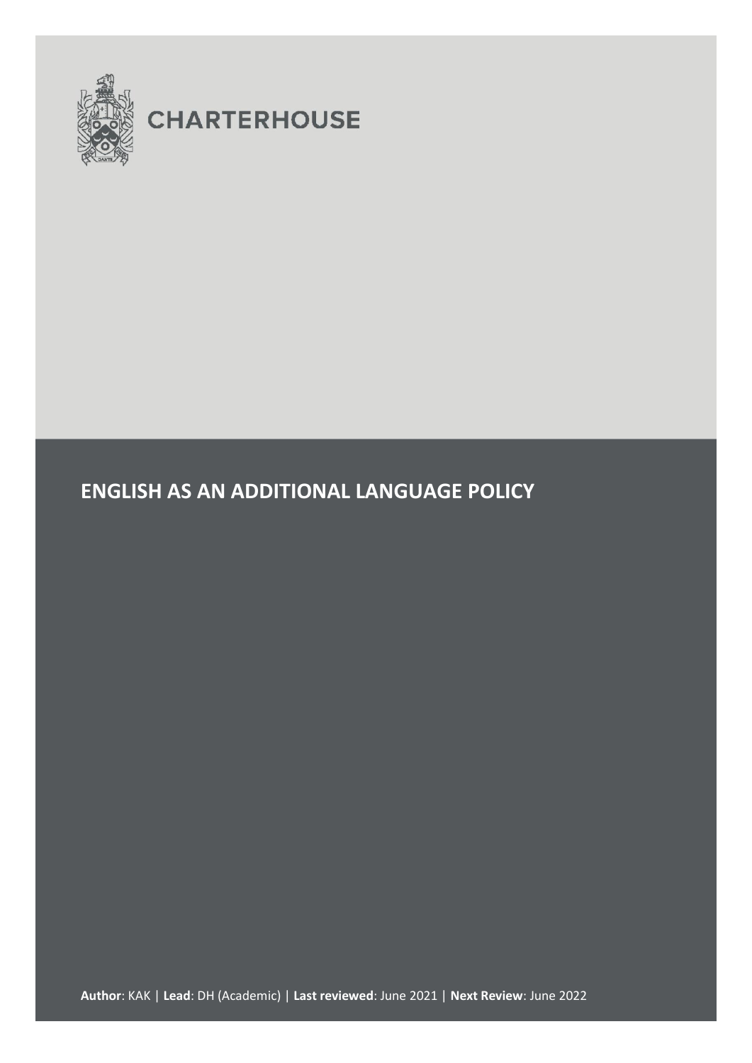CHARTERHOUSE

# ENGLISH AS AN ADDITIONAL LANGUAGE POLICY

**Author**: KAK | **Lead**: DH (Academic) | **Last reviewed**: June 2021 | **Next Review**: June 2022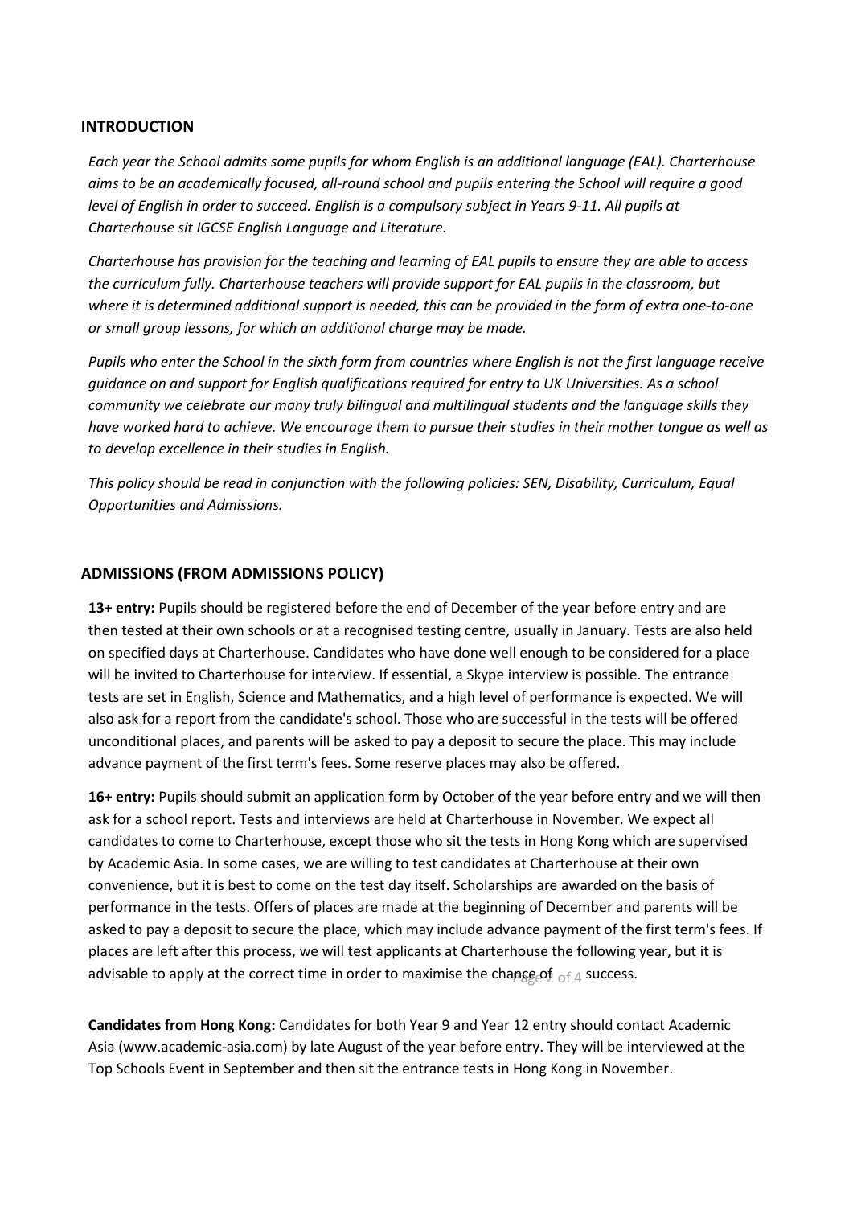## INTRODUCTION

*Each year the School admits some pupils for whom English is an additional language (EAL). Charterhouse aims to be an academically focused, all-round school and pupils entering the School will require a good level of English in order to succeed. English is a compulsory subject in Years 9-11. All pupils at Charterhouse sit IGCSE English Language and Literature.*

*Charterhouse has provision for the teaching and learning of EAL pupils to ensure they are able to access the curriculum fully. Charterhouse teachers will provide support for EAL pupils in the classroom, but where it is determined additional support is needed, this can be provided in the form of extra one-to-one or small group lessons, for which an additional charge may be made.*

*Pupils who enter the School in the sixth form from countries where English is not the first language receive guidance on and support for English qualifications required for entry to UK Universities. As a school community we celebrate our many truly bilingual and multilingual students and the language skills they have worked hard to achieve. We encourage them to pursue their studies in their mother tongue as well as to develop excellence in their studies in English.*

*This policy should be read in conjunction with the following policies: SEN, Disability, Curriculum, Equal Opportunities and Admissions.*

## ADMISSIONS (FROM ADMISSIONS POLICY)

**13+ entry:** Pupils should be registered before the end of December of the year before entry and are then tested at their own schools or at a recognised testing centre, usually in January. Tests are also held on specified days at Charterhouse. Candidates who have done well enough to be considered for a place will be invited to Charterhouse for interview. If essential, a Skype interview is possible. The entrance tests are set in English, Science and Mathematics, and a high level of performance is expected. We will also ask for a report from the candidate's school. Those who are successful in the tests will be offered unconditional places, and parents will be asked to pay a deposit to secure the place. This may include advance payment of the first term's fees. Some reserve places may also be offered.

**16+ entry:** Pupils should submit an application form by October of the year before entry and we will then ask for a school report. Tests and interviews are held at Charterhouse in November. We expect all candidates to come to Charterhouse, except those who sit the tests in Hong Kong which are supervised by Academic Asia. In some cases, we are willing to test candidates at Charterhouse at their own convenience, but it is best to come on the test day itself. Scholarships are awarded on the basis of performance in the tests. Offers of places are made at the beginning of December and parents will be asked to pay a deposit to secure the place, which may include advance payment of the first term's fees. If places are left after this process, we will test applicants at Charterhouse the following year, but it is advisable to apply at the correct time in order to maximise the chance of success.

**Candidates from Hong Kong:** Candidates for both Year 9 and Year 12 entry should contact Academic Asia (www.academic-asia.com) by late August of the year before entry. They will be interviewed at the Top Schools Event in September and then sit the entrance tests in Hong Kong in November.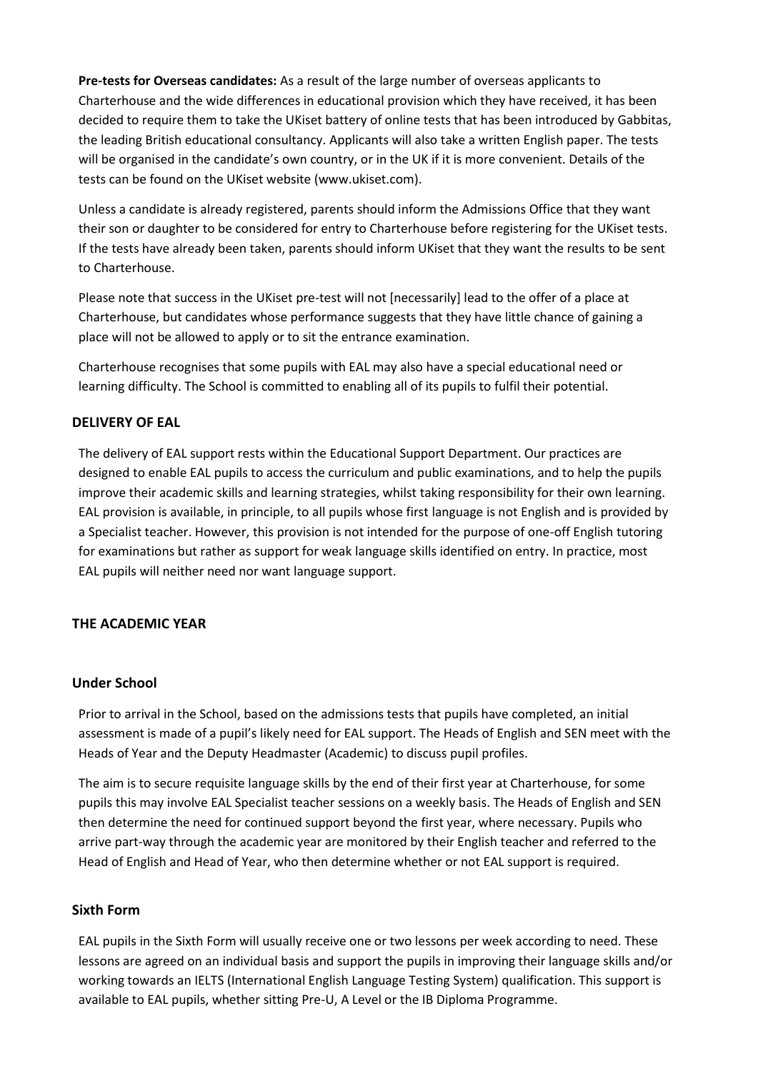**Pre-tests for Overseas candidates:** As a result of the large number of overseas applicants to Charterhouse and the wide differences in educational provision which they have received, it has been decided to require them to take the UKiset battery of online tests that has been introduced by Gabbitas, the leading British educational consultancy. Applicants will also take a written English paper. The tests will be organised in the candidate's own country, or in the UK if it is more convenient. Details of the tests can be found on the UKiset website (www.ukiset.com).

Unless a candidate is already registered, parents should inform the Admissions Office that they want their son or daughter to be considered for entry to Charterhouse before registering for the UKiset tests. If the tests have already been taken, parents should inform UKiset that they want the results to be sent to Charterhouse.

Please note that success in the UKiset pre-test will not [necessarily] lead to the offer of a place at Charterhouse, but candidates whose performance suggests that they have little chance of gaining a place will not be allowed to apply or to sit the entrance examination.

Charterhouse recognises that some pupils with EAL may also have a special educational need or learning difficulty. The School is committed to enabling all of its pupils to fulfil their potential.

## DELIVERY OF EAL

The delivery of EAL support rests within the Educational Support Department. Our practices are designed to enable EAL pupils to access the curriculum and public examinations, and to help the pupils improve their academic skills and learning strategies, whilst taking responsibility for their own learning. EAL provision is available, in principle, to all pupils whose first language is not English and is provided by a Specialist teacher. However, this provision is not intended for the purpose of one-off English tutoring for examinations but rather as support for weak language skills identified on entry. In practice, most EAL pupils will neither need nor want language support.

## THE ACADEMIC YEAR

### Under School

Prior to arrival in the School, based on the admissions tests that pupils have completed, an initial assessment is made of a pupil's likely need for EAL support. The Heads of English and SEN meet with the Heads of Year and the Deputy Headmaster (Academic) to discuss pupil profiles.

The aim is to secure requisite language skills by the end of their first year at Charterhouse, for some pupils this may involve EAL Specialist teacher sessions on a weekly basis. The Heads of English and SEN then determine the need for continued support beyond the first year, where necessary. Pupils who arrive part-way through the academic year are monitored by their English teacher and referred to the Head of English and Head of Year, who then determine whether or not EAL support is required.

### Sixth Form

EAL pupils in the Sixth Form will usually receive one or two lessons per week according to need. These lessons are agreed on an individual basis and support the pupils in improving their language skills and/or working towards an IELTS (International English Language Testing System) qualification. This support is available to EAL pupils, whether sitting Pre-U, A Level or the IB Diploma Programme.